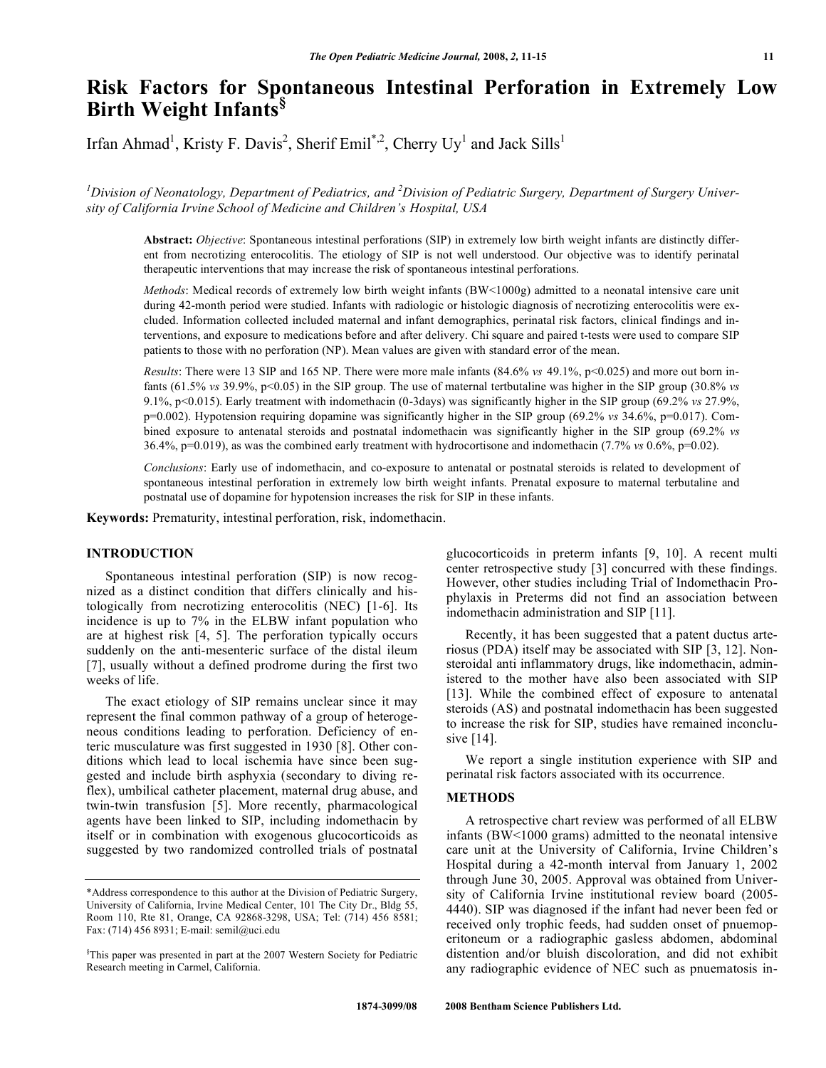# Risk Factors for Spontaneous Intestinal Perforation in Extremely Low Birth Weight Infants[§]

Irfan Ahmad[1], Kristy F. Davis[2], Sherif Emil[*,2], Cherry Uy[1] and Jack Sills[1]

[1]*Division of Neonatology, Department of Pediatrics, and* [2]*Division of Pediatric Surgery, Department of Surgery University of California Irvine School of Medicine and Children's Hospital, USA*

**Abstract:** *Objective*: Spontaneous intestinal perforations (SIP) in extremely low birth weight infants are distinctly different from necrotizing enterocolitis. The etiology of SIP is not well understood. Our objective was to identify perinatal therapeutic interventions that may increase the risk of spontaneous intestinal perforations.

*Methods*: Medical records of extremely low birth weight infants (BW<1000g) admitted to a neonatal intensive care unit during 42-month period were studied. Infants with radiologic or histologic diagnosis of necrotizing enterocolitis were excluded. Information collected included maternal and infant demographics, perinatal risk factors, clinical findings and interventions, and exposure to medications before and after delivery. Chi square and paired t-tests were used to compare SIP patients to those with no perforation (NP). Mean values are given with standard error of the mean.

*Results*: There were 13 SIP and 165 NP. There were more male infants (84.6% *vs* 49.1%, $p<0.025$) and more out born infants (61.5% *vs* 39.9%, $p<0.05$) in the SIP group. The use of maternal tertbutaline was higher in the SIP group (30.8% *vs* 9.1%, $p<0.015$). Early treatment with indomethacin (0-3days) was significantly higher in the SIP group (69.2% *vs* 27.9%, $p=0.002$). Hypotension requiring dopamine was significantly higher in the SIP group (69.2% *vs* 34.6%, $p=0.017$). Combined exposure to antenatal steroids and postnatal indomethacin was significantly higher in the SIP group (69.2% *vs* 36.4%, $p=0.019$), as was the combined early treatment with hydrocortisone and indomethacin (7.7% *vs* 0.6%, $p=0.02$).

*Conclusions*: Early use of indomethacin, and co-exposure to antenatal or postnatal steroids is related to development of spontaneous intestinal perforation in extremely low birth weight infants. Prenatal exposure to maternal terbutaline and postnatal use of dopamine for hypotension increases the risk for SIP in these infants.

**Keywords:** Prematurity, intestinal perforation, risk, indomethacin.

## INTRODUCTION

Spontaneous intestinal perforation (SIP) is now recognized as a distinct condition that differs clinically and histologically from necrotizing enterocolitis (NEC) [1-6]. Its incidence is up to 7% in the ELBW infant population who are at highest risk [4, 5]. The perforation typically occurs suddenly on the anti-mesenteric surface of the distal ileum [7], usually without a defined prodrome during the first two weeks of life.

The exact etiology of SIP remains unclear since it may represent the final common pathway of a group of heterogeneous conditions leading to perforation. Deficiency of enteric musculature was first suggested in 1930 [8]. Other conditions which lead to local ischemia have since been suggested and include birth asphyxia (secondary to diving reflex), umbilical catheter placement, maternal drug abuse, and twin-twin transfusion [5]. More recently, pharmacological agents have been linked to SIP, including indomethacin by itself or in combination with exogenous glucocorticoids as suggested by two randomized controlled trials of postnatal glucocorticoids in preterm infants [9, 10]. A recent multi center retrospective study [3] concurred with these findings. However, other studies including Trial of Indomethacin Prophylaxis in Preterms did not find an association between indomethacin administration and SIP [11].

Recently, it has been suggested that a patent ductus arteriosus (PDA) itself may be associated with SIP [3, 12]. Nonsteroidal anti inflammatory drugs, like indomethacin, administered to the mother have also been associated with SIP [13]. While the combined effect of exposure to antenatal steroids (AS) and postnatal indomethacin has been suggested to increase the risk for SIP, studies have remained inconclusive [14].

We report a single institution experience with SIP and perinatal risk factors associated with its occurrence.

## METHODS

A retrospective chart review was performed of all ELBW infants (BW<1000 grams) admitted to the neonatal intensive care unit at the University of California, Irvine Children's Hospital during a 42-month interval from January 1, 2002 through June 30, 2005. Approval was obtained from University of California Irvine institutional review board (2005-4440). SIP was diagnosed if the infant had never been fed or received only trophic feeds, had sudden onset of pnuemoperitoneum or a radiographic gasless abdomen, abdominal distention and/or bluish discoloration, and did not exhibit any radiographic evidence of NEC such as pnuematosis in-

---

*Address correspondence to this author at the Division of Pediatric Surgery, University of California, Irvine Medical Center, 101 The City Dr., Bldg 55, Room 110, Rte 81, Orange, CA 92868-3298, USA; Tel: (714) 456 8581; Fax: (714) 456 8931; E-mail: semil@uci.edu

§This paper was presented in part at the 2007 Western Society for Pediatric Research meeting in Carmel, California.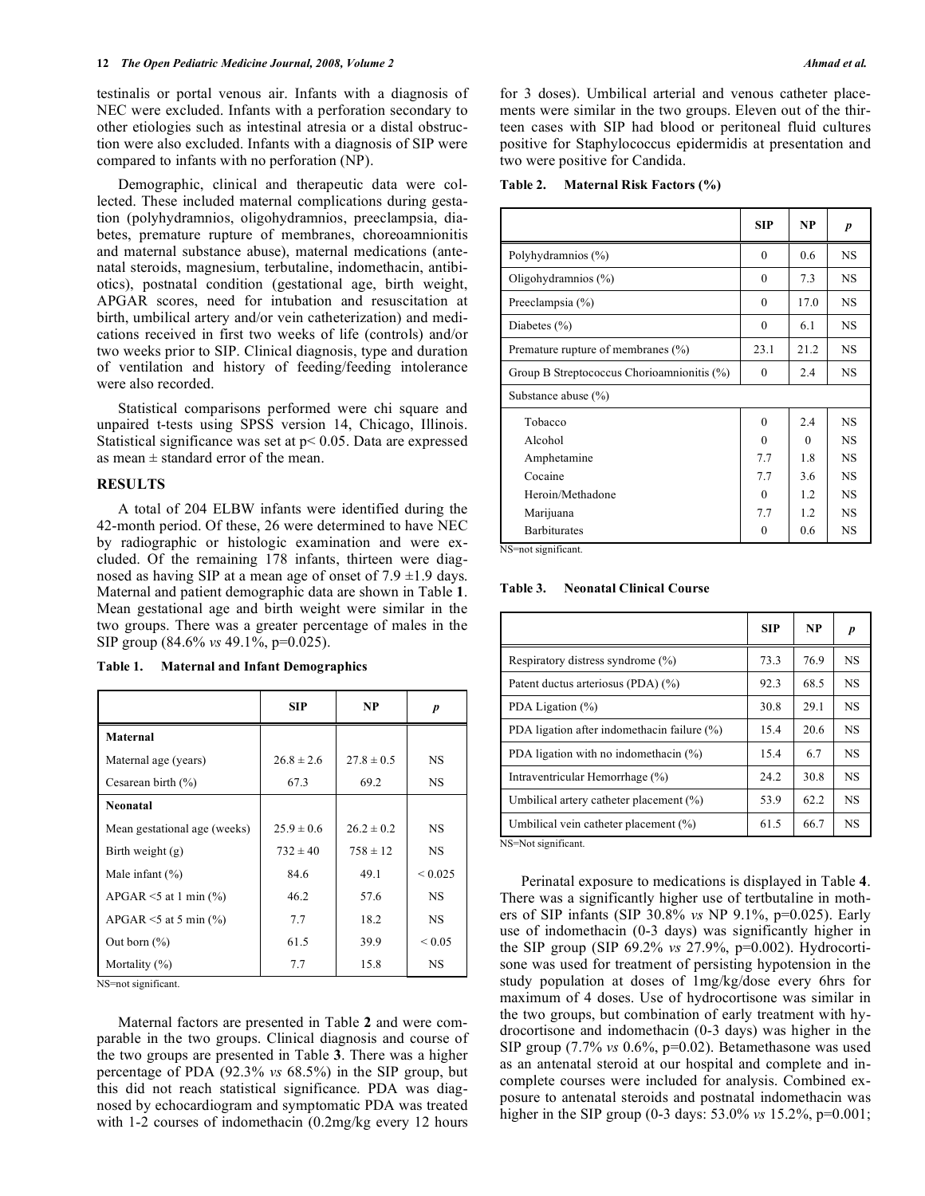testinalis or portal venous air. Infants with a diagnosis of NEC were excluded. Infants with a perforation secondary to other etiologies such as intestinal atresia or a distal obstruction were also excluded. Infants with a diagnosis of SIP were compared to infants with no perforation (NP).

Demographic, clinical and therapeutic data were collected. These included maternal complications during gestation (polyhydramnios, oligohydramnios, preeclampsia, diabetes, premature rupture of membranes, choreoamnionitis and maternal substance abuse), maternal medications (antenatal steroids, magnesium, terbutaline, indomethacin, antibiotics), postnatal condition (gestational age, birth weight, APGAR scores, need for intubation and resuscitation at birth, umbilical artery and/or vein catheterization) and medications received in first two weeks of life (controls) and/or two weeks prior to SIP. Clinical diagnosis, type and duration of ventilation and history of feeding/feeding intolerance were also recorded.

Statistical comparisons performed were chi square and unpaired t-tests using SPSS version 14, Chicago, Illinois. Statistical significance was set at $p < 0.05$. Data are expressed as mean ± standard error of the mean.

## RESULTS

A total of 204 ELBW infants were identified during the 42-month period. Of these, 26 were determined to have NEC by radiographic or histologic examination and were excluded. Of the remaining 178 infants, thirteen were diagnosed as having SIP at a mean age of onset of 7.9 ±1.9 days. Maternal and patient demographic data are shown in Table **1**. Mean gestational age and birth weight were similar in the two groups. There was a greater percentage of males in the SIP group (84.6% *vs* 49.1%, p=0.025).

**Table 1. Maternal and Infant Demographics**

| | SIP | NP | *p* |
|---|---|---|---|
| **Maternal** | | | |
| Maternal age (years) | 26.8 ± 2.6 | 27.8 ± 0.5 | NS |
| Cesarean birth (%) | 67.3 | 69.2 | NS |
| **Neonatal** | | | |
| Mean gestational age (weeks) | 25.9 ± 0.6 | 26.2 ± 0.2 | NS |
| Birth weight (g) | 732 ± 40 | 758 ± 12 | NS |
| Male infant (%) | 84.6 | 49.1 | < 0.025 |
| APGAR <5 at 1 min (%) | 46.2 | 57.6 | NS |
| APGAR <5 at 5 min (%) | 7.7 | 18.2 | NS |
| Out born (%) | 61.5 | 39.9 | < 0.05 |
| Mortality (%) | 7.7 | 15.8 | NS |

NS=not significant.

Maternal factors are presented in Table **2** and were comparable in the two groups. Clinical diagnosis and course of the two groups are presented in Table **3**. There was a higher percentage of PDA (92.3% *vs* 68.5%) in the SIP group, but this did not reach statistical significance. PDA was diagnosed by echocardiogram and symptomatic PDA was treated with 1-2 courses of indomethacin (0.2mg/kg every 12 hours for 3 doses). Umbilical arterial and venous catheter placements were similar in the two groups. Eleven out of the thirteen cases with SIP had blood or peritoneal fluid cultures positive for Staphylococcus epidermidis at presentation and two were positive for Candida.

**Table 2. Maternal Risk Factors (%)**

| | SIP | NP | *p* |
|---|---|---|---|
| Polyhydramnios (%) | 0 | 0.6 | NS |
| Oligohydramnios (%) | 0 | 7.3 | NS |
| Preeclampsia (%) | 0 | 17.0 | NS |
| Diabetes (%) | 0 | 6.1 | NS |
| Premature rupture of membranes (%) | 23.1 | 21.2 | NS |
| Group B Streptococcus Chorioamnionitis (%) | 0 | 2.4 | NS |
| Substance abuse (%) | | | |
| Tobacco | 0 | 2.4 | NS |
| Alcohol | 0 | 0 | NS |
| Amphetamine | 7.7 | 1.8 | NS |
| Cocaine | 7.7 | 3.6 | NS |
| Heroin/Methadone | 0 | 1.2 | NS |
| Marijuana | 7.7 | 1.2 | NS |
| Barbiturates | 0 | 0.6 | NS |

NS=not significant.

**Table 3. Neonatal Clinical Course**

| | SIP | NP | *p* |
|---|---|---|---|
| Respiratory distress syndrome (%) | 73.3 | 76.9 | NS |
| Patent ductus arteriosus (PDA) (%) | 92.3 | 68.5 | NS |
| PDA Ligation (%) | 30.8 | 29.1 | NS |
| PDA ligation after indomethacin failure (%) | 15.4 | 20.6 | NS |
| PDA ligation with no indomethacin (%) | 15.4 | 6.7 | NS |
| Intraventricular Hemorrhage (%) | 24.2 | 30.8 | NS |
| Umbilical artery catheter placement (%) | 53.9 | 62.2 | NS |
| Umbilical vein catheter placement (%) | 61.5 | 66.7 | NS |

NS=Not significant.

Perinatal exposure to medications is displayed in Table **4**. There was a significantly higher use of tertbutaline in mothers of SIP infants (SIP 30.8% *vs* NP 9.1%, p=0.025). Early use of indomethacin (0-3 days) was significantly higher in the SIP group (SIP 69.2% *vs* 27.9%, p=0.002). Hydrocortisone was used for treatment of persisting hypotension in the study population at doses of 1mg/kg/dose every 6hrs for maximum of 4 doses. Use of hydrocortisone was similar in the two groups, but combination of early treatment with hydrocortisone and indomethacin (0-3 days) was higher in the SIP group (7.7% *vs* 0.6%, p=0.02). Betamethasone was used as an antenatal steroid at our hospital and complete and incomplete courses were included for analysis. Combined exposure to antenatal steroids and postnatal indomethacin was higher in the SIP group (0-3 days: 53.0% *vs* 15.2%, p=0.001;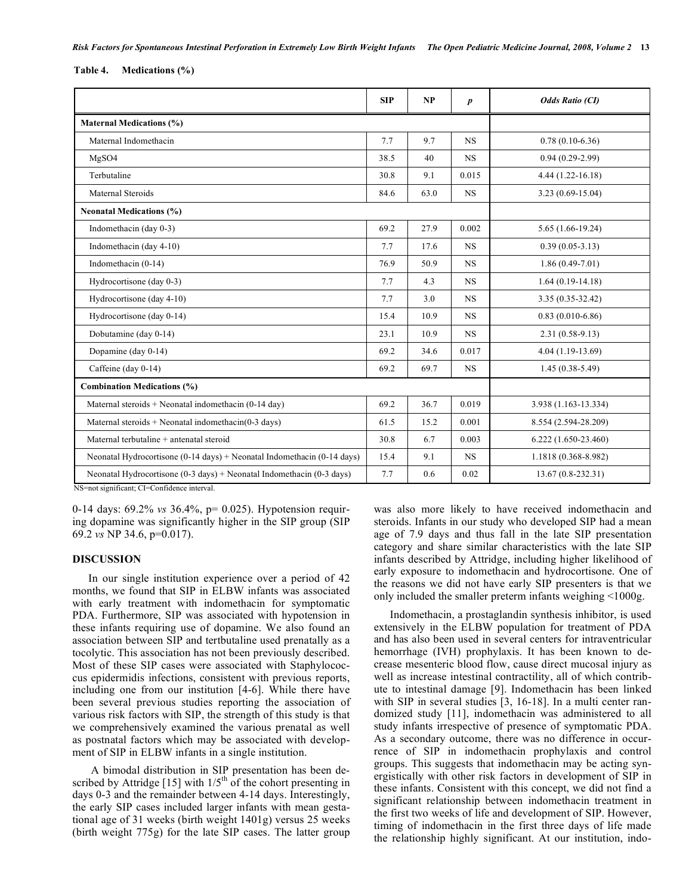**Table 4. Medications (%)**

| | SIP | NP | *p* | *Odds Ratio (CI)* |
|---|---|---|---|---|
| **Maternal Medications (%)** | | | | |
| Maternal Indomethacin | 7.7 | 9.7 | NS | 0.78 (0.10-6.36) |
| MgSO4 | 38.5 | 40 | NS | 0.94 (0.29-2.99) |
| Terbutaline | 30.8 | 9.1 | 0.015 | 4.44 (1.22-16.18) |
| Maternal Steroids | 84.6 | 63.0 | NS | 3.23 (0.69-15.04) |
| **Neonatal Medications (%)** | | | | |
| Indomethacin (day 0-3) | 69.2 | 27.9 | 0.002 | 5.65 (1.66-19.24) |
| Indomethacin (day 4-10) | 7.7 | 17.6 | NS | 0.39 (0.05-3.13) |
| Indomethacin (0-14) | 76.9 | 50.9 | NS | 1.86 (0.49-7.01) |
| Hydrocortisone (day 0-3) | 7.7 | 4.3 | NS | 1.64 (0.19-14.18) |
| Hydrocortisone (day 4-10) | 7.7 | 3.0 | NS | 3.35 (0.35-32.42) |
| Hydrocortisone (day 0-14) | 15.4 | 10.9 | NS | 0.83 (0.010-6.86) |
| Dobutamine (day 0-14) | 23.1 | 10.9 | NS | 2.31 (0.58-9.13) |
| Dopamine (day 0-14) | 69.2 | 34.6 | 0.017 | 4.04 (1.19-13.69) |
| Caffeine (day 0-14) | 69.2 | 69.7 | NS | 1.45 (0.38-5.49) |
| **Combination Medications (%)** | | | | |
| Maternal steroids + Neonatal indomethacin (0-14 day) | 69.2 | 36.7 | 0.019 | 3.938 (1.163-13.334) |
| Maternal steroids + Neonatal indomethacin(0-3 days) | 61.5 | 15.2 | 0.001 | 8.554 (2.594-28.209) |
| Maternal terbutaline + antenatal steroid | 30.8 | 6.7 | 0.003 | 6.222 (1.650-23.460) |
| Neonatal Hydrocortisone (0-14 days) + Neonatal Indomethacin (0-14 days) | 15.4 | 9.1 | NS | 1.1818 (0.368-8.982) |
| Neonatal Hydrocortisone (0-3 days) + Neonatal Indomethacin (0-3 days) | 7.7 | 0.6 | 0.02 | 13.67 (0.8-232.31) |

NS=not significant; CI=Confidence interval.

0-14 days: 69.2% *vs* 36.4%, p= 0.025). Hypotension requiring dopamine was significantly higher in the SIP group (SIP 69.2 *vs* NP 34.6, p=0.017).

## DISCUSSION

In our single institution experience over a period of 42 months, we found that SIP in ELBW infants was associated with early treatment with indomethacin for symptomatic PDA. Furthermore, SIP was associated with hypotension in these infants requiring use of dopamine. We also found an association between SIP and tertbutaline used prenatally as a tocolytic. This association has not been previously described. Most of these SIP cases were associated with Staphylococcus epidermidis infections, consistent with previous reports, including one from our institution [4-6]. While there have been several previous studies reporting the association of various risk factors with SIP, the strength of this study is that we comprehensively examined the various prenatal as well as postnatal factors which may be associated with development of SIP in ELBW infants in a single institution.

A bimodal distribution in SIP presentation has been described by Attridge [15] with 1/5$^{th}$ of the cohort presenting in days 0-3 and the remainder between 4-14 days. Interestingly, the early SIP cases included larger infants with mean gestational age of 31 weeks (birth weight 1401g) versus 25 weeks (birth weight 775g) for the late SIP cases. The latter group was also more likely to have received indomethacin and steroids. Infants in our study who developed SIP had a mean age of 7.9 days and thus fall in the late SIP presentation category and share similar characteristics with the late SIP infants described by Attridge, including higher likelihood of early exposure to indomethacin and hydrocortisone. One of the reasons we did not have early SIP presenters is that we only included the smaller preterm infants weighing <1000g.

Indomethacin, a prostaglandin synthesis inhibitor, is used extensively in the ELBW population for treatment of PDA and has also been used in several centers for intraventricular hemorrhage (IVH) prophylaxis. It has been known to decrease mesenteric blood flow, cause direct mucosal injury as well as increase intestinal contractility, all of which contribute to intestinal damage [9]. Indomethacin has been linked with SIP in several studies [3, 16-18]. In a multi center randomized study [11], indomethacin was administered to all study infants irrespective of presence of symptomatic PDA. As a secondary outcome, there was no difference in occurrence of SIP in indomethacin prophylaxis and control groups. This suggests that indomethacin may be acting synergistically with other risk factors in development of SIP in these infants. Consistent with this concept, we did not find a significant relationship between indomethacin treatment in the first two weeks of life and development of SIP. However, timing of indomethacin in the first three days of life made the relationship highly significant. At our institution, indo-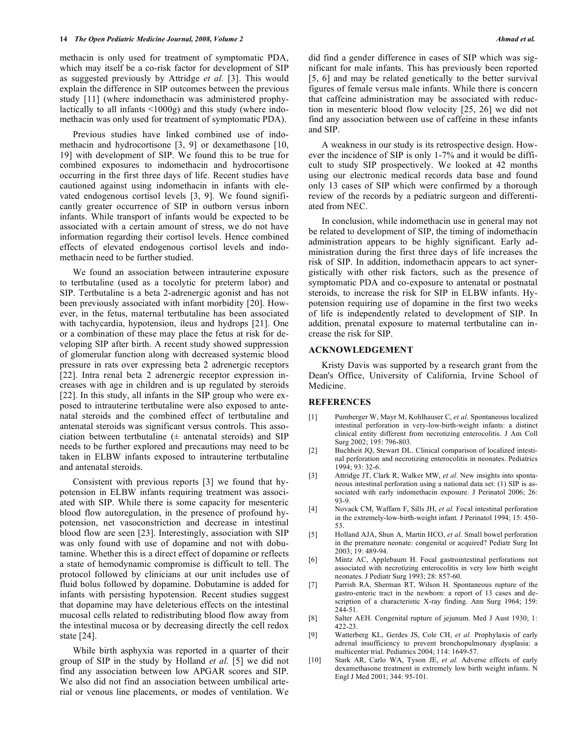methacin is only used for treatment of symptomatic PDA, which may itself be a co-risk factor for development of SIP as suggested previously by Attridge *et al.* [3]. This would explain the difference in SIP outcomes between the previous study [11] (where indomethacin was administered prophylactically to all infants <1000g) and this study (where indomethacin was only used for treatment of symptomatic PDA).

Previous studies have linked combined use of indomethacin and hydrocortisone [3, 9] or dexamethasone [10, 19] with development of SIP. We found this to be true for combined exposures to indomethacin and hydrocortisone occurring in the first three days of life. Recent studies have cautioned against using indomethacin in infants with elevated endogenous cortisol levels [3, 9]. We found significantly greater occurrence of SIP in outborn versus inborn infants. While transport of infants would be expected to be associated with a certain amount of stress, we do not have information regarding their cortisol levels. Hence combined effects of elevated endogenous cortisol levels and indomethacin need to be further studied.

We found an association between intrauterine exposure to tertbutaline (used as a tocolytic for preterm labor) and SIP. Tertbutaline is a beta 2-adrenergic agonist and has not been previously associated with infant morbidity [20]. However, in the fetus, maternal tertbutaline has been associated with tachycardia, hypotension, ileus and hydrops [21]. One or a combination of these may place the fetus at risk for developing SIP after birth. A recent study showed suppression of glomerular function along with decreased systemic blood pressure in rats over expressing beta 2 adrenergic receptors [22]. Intra renal beta 2 adrenergic receptor expression increases with age in children and is up regulated by steroids [22]. In this study, all infants in the SIP group who were exposed to intrauterine tertbutaline were also exposed to antenatal steroids and the combined effect of tertbutaline and antenatal steroids was significant versus controls. This association between tertbutaline (± antenatal steroids) and SIP needs to be further explored and precautions may need to be taken in ELBW infants exposed to intrauterine tertbutaline and antenatal steroids.

Consistent with previous reports [3] we found that hypotension in ELBW infants requiring treatment was associated with SIP. While there is some capacity for mesenteric blood flow autoregulation, in the presence of profound hypotension, net vasoconstriction and decrease in intestinal blood flow are seen [23]. Interestingly, association with SIP was only found with use of dopamine and not with dobutamine. Whether this is a direct effect of dopamine or reflects a state of hemodynamic compromise is difficult to tell. The protocol followed by clinicians at our unit includes use of fluid bolus followed by dopamine. Dobutamine is added for infants with persisting hypotension. Recent studies suggest that dopamine may have deleterious effects on the intestinal mucosal cells related to redistributing blood flow away from the intestinal mucosa or by decreasing directly the cell redox state [24].

While birth asphyxia was reported in a quarter of their group of SIP in the study by Holland *et al.* [5] we did not find any association between low APGAR scores and SIP. We also did not find an association between umbilical arterial or venous line placements, or modes of ventilation. We did find a gender difference in cases of SIP which was significant for male infants. This has previously been reported [5, 6] and may be related genetically to the better survival figures of female versus male infants. While there is concern that caffeine administration may be associated with reduction in mesenteric blood flow velocity [25, 26] we did not find any association between use of caffeine in these infants and SIP.

A weakness in our study is its retrospective design. However the incidence of SIP is only 1-7% and it would be difficult to study SIP prospectively. We looked at 42 months using our electronic medical records data base and found only 13 cases of SIP which were confirmed by a thorough review of the records by a pediatric surgeon and differentiated from NEC.

In conclusion, while indomethacin use in general may not be related to development of SIP, the timing of indomethacin administration appears to be highly significant. Early administration during the first three days of life increases the risk of SIP. In addition, indomethacin appears to act synergistically with other risk factors, such as the presence of symptomatic PDA and co-exposure to antenatal or postnatal steroids, to increase the risk for SIP in ELBW infants. Hypotension requiring use of dopamine in the first two weeks of life is independently related to development of SIP. In addition, prenatal exposure to maternal tertbutaline can increase the risk for SIP.

## ACKNOWLEDGEMENT

Kristy Davis was supported by a research grant from the Dean's Office, University of California, Irvine School of Medicine.

## REFERENCES

[1] Pumberger W, Mayr M, Kohlhauser C, *et al*. Spontaneous localized intestinal perforation in very-low-birth-weight infants: a distinct clinical entity different from necrotizing enterocolitis. J Am Coll Surg 2002; 195: 796-803.

[2] Buchheit JQ, Stewart DL. Clinical comparison of localized intestinal perforation and necrotizing enterocolitis in neonates. Pediatrics 1994; 93: 32-6.

[3] Attridge JT, Clark R, Walker MW, *et al.* New insights into spontaneous intestinal perforation using a national data set: (1) SIP is associated with early indomethacin exposure. J Perinatol 2006; 26: 93-9.

[4] Novack CM, Waffarn F, Sills JH, *et al.* Focal intestinal perforation in the extremely-low-birth-weight infant. J Perinatol 1994; 15: 450-53.

[5] Holland AJA, Shun A, Martin HCO, *et al.* Small bowel perforation in the premature neonate: congenital or acquired? Pediatr Surg Int 2003; 19: 489-94.

[6] Mintz AC, Applebaum H. Focal gastrointestinal perforations not associated with necrotizing enterocolitis in very low birth weight neonates. J Pediatr Surg 1993; 28: 857-60.

[7] Parrish RA, Sherman RT, Wilson H. Spontaneous rupture of the gastro-enteric tract in the newborn: a report of 13 cases and description of a characteristic X-ray finding. Ann Surg 1964; 159: 244-51.

[8] Salter AEH. Congenital rupture of jejunum. Med J Aust 1930; 1: 422-23.

[9] Watterberg KL, Gerdes JS, Cole CH, *et al.* Prophylaxis of early adrenal insufficiency to prevent bronchopulmonary dysplasia: a multicenter trial. Pediatrics 2004; 114: 1649-57.

[10] Stark AR, Carlo WA, Tyson JE, *et al.* Adverse effects of early dexamethasone treatment in extremely low birth weight infants. N Engl J Med 2001; 344: 95-101.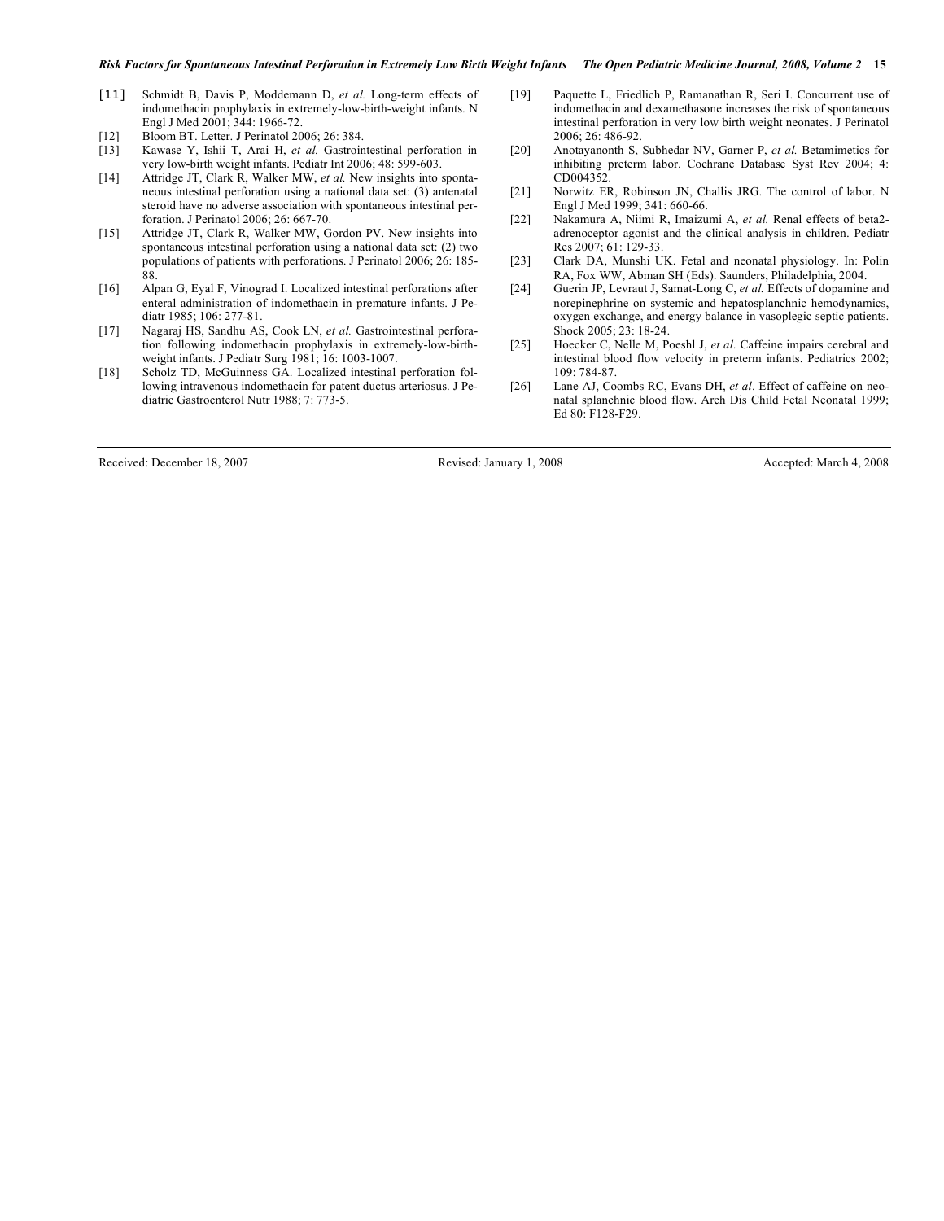[11] Schmidt B, Davis P, Moddemann D, *et al.* Long-term effects of indomethacin prophylaxis in extremely-low-birth-weight infants. N Engl J Med 2001; 344: 1966-72.

[12] Bloom BT. Letter. J Perinatol 2006; 26: 384.

[13] Kawase Y, Ishii T, Arai H, *et al.* Gastrointestinal perforation in very low-birth weight infants. Pediatr Int 2006; 48: 599-603.

[14] Attridge JT, Clark R, Walker MW, *et al.* New insights into spontaneous intestinal perforation using a national data set: (3) antenatal steroid have no adverse association with spontaneous intestinal perforation. J Perinatol 2006; 26: 667-70.

[15] Attridge JT, Clark R, Walker MW, Gordon PV. New insights into spontaneous intestinal perforation using a national data set: (2) two populations of patients with perforations. J Perinatol 2006; 26: 185-88.

[16] Alpan G, Eyal F, Vinograd I. Localized intestinal perforations after enteral administration of indomethacin in premature infants. J Pediatr 1985; 106: 277-81.

[17] Nagaraj HS, Sandhu AS, Cook LN, *et al.* Gastrointestinal perforation following indomethacin prophylaxis in extremely-low-birth-weight infants. J Pediatr Surg 1981; 16: 1003-1007.

[18] Scholz TD, McGuinness GA. Localized intestinal perforation following intravenous indomethacin for patent ductus arteriosus. J Pediatric Gastroenterol Nutr 1988; 7: 773-5.

[19] Paquette L, Friedlich P, Ramanathan R, Seri I. Concurrent use of indomethacin and dexamethasone increases the risk of spontaneous intestinal perforation in very low birth weight neonates. J Perinatol 2006; 26: 486-92.

[20] Anotayanonth S, Subhedar NV, Garner P, *et al.* Betamimetics for inhibiting preterm labor. Cochrane Database Syst Rev 2004; 4: CD004352.

[21] Norwitz ER, Robinson JN, Challis JRG. The control of labor. N Engl J Med 1999; 341: 660-66.

[22] Nakamura A, Niimi R, Imaizumi A, *et al.* Renal effects of beta2-adrenoceptor agonist and the clinical analysis in children. Pediatr Res 2007; 61: 129-33.

[23] Clark DA, Munshi UK. Fetal and neonatal physiology. In: Polin RA, Fox WW, Abman SH (Eds). Saunders, Philadelphia, 2004.

[24] Guerin JP, Levraut J, Samat-Long C, *et al.* Effects of dopamine and norepinephrine on systemic and hepatosplanchnic hemodynamics, oxygen exchange, and energy balance in vasoplegic septic patients. Shock 2005; 23: 18-24.

[25] Hoecker C, Nelle M, Poeshl J, *et al*. Caffeine impairs cerebral and intestinal blood flow velocity in preterm infants. Pediatrics 2002; 109: 784-87.

[26] Lane AJ, Coombs RC, Evans DH, *et al*. Effect of caffeine on neonatal splanchnic blood flow. Arch Dis Child Fetal Neonatal 1999; Ed 80: F128-F29.

Received: December 18, 2007 Revised: January 1, 2008 Accepted: March 4, 2008